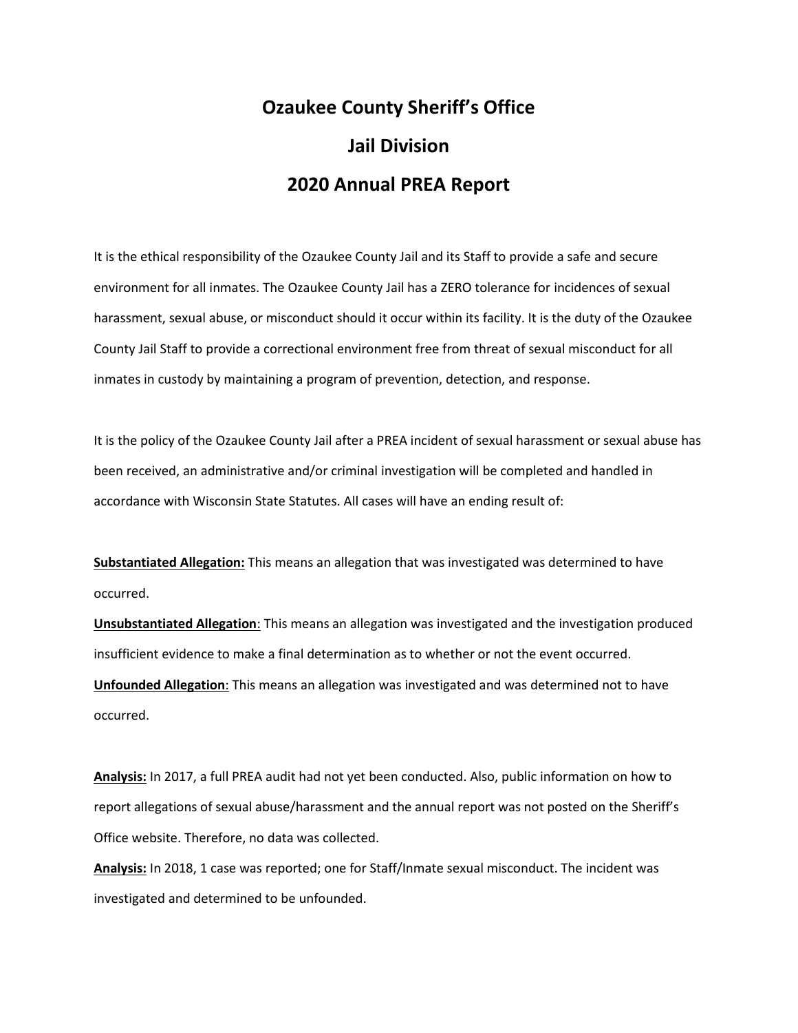# Ozaukee County Sheriff's Office

## Jail Division

## 2020 Annual PREA Report

It is the ethical responsibility of the Ozaukee County Jail and its Staff to provide a safe and secure environment for all inmates. The Ozaukee County Jail has a ZERO tolerance for incidences of sexual harassment, sexual abuse, or misconduct should it occur within its facility. It is the duty of the Ozaukee County Jail Staff to provide a correctional environment free from threat of sexual misconduct for all inmates in custody by maintaining a program of prevention, detection, and response.

It is the policy of the Ozaukee County Jail after a PREA incident of sexual harassment or sexual abuse has been received, an administrative and/or criminal investigation will be completed and handled in accordance with Wisconsin State Statutes. All cases will have an ending result of:

**Substantiated Allegation:** This means an allegation that was investigated was determined to have occurred.

**Unsubstantiated Allegation**: This means an allegation was investigated and the investigation produced insufficient evidence to make a final determination as to whether or not the event occurred.

**Unfounded Allegation**: This means an allegation was investigated and was determined not to have occurred.

**Analysis:** In 2017, a full PREA audit had not yet been conducted. Also, public information on how to report allegations of sexual abuse/harassment and the annual report was not posted on the Sheriff's Office website. Therefore, no data was collected.

**Analysis:** In 2018, 1 case was reported; one for Staff/Inmate sexual misconduct. The incident was investigated and determined to be unfounded.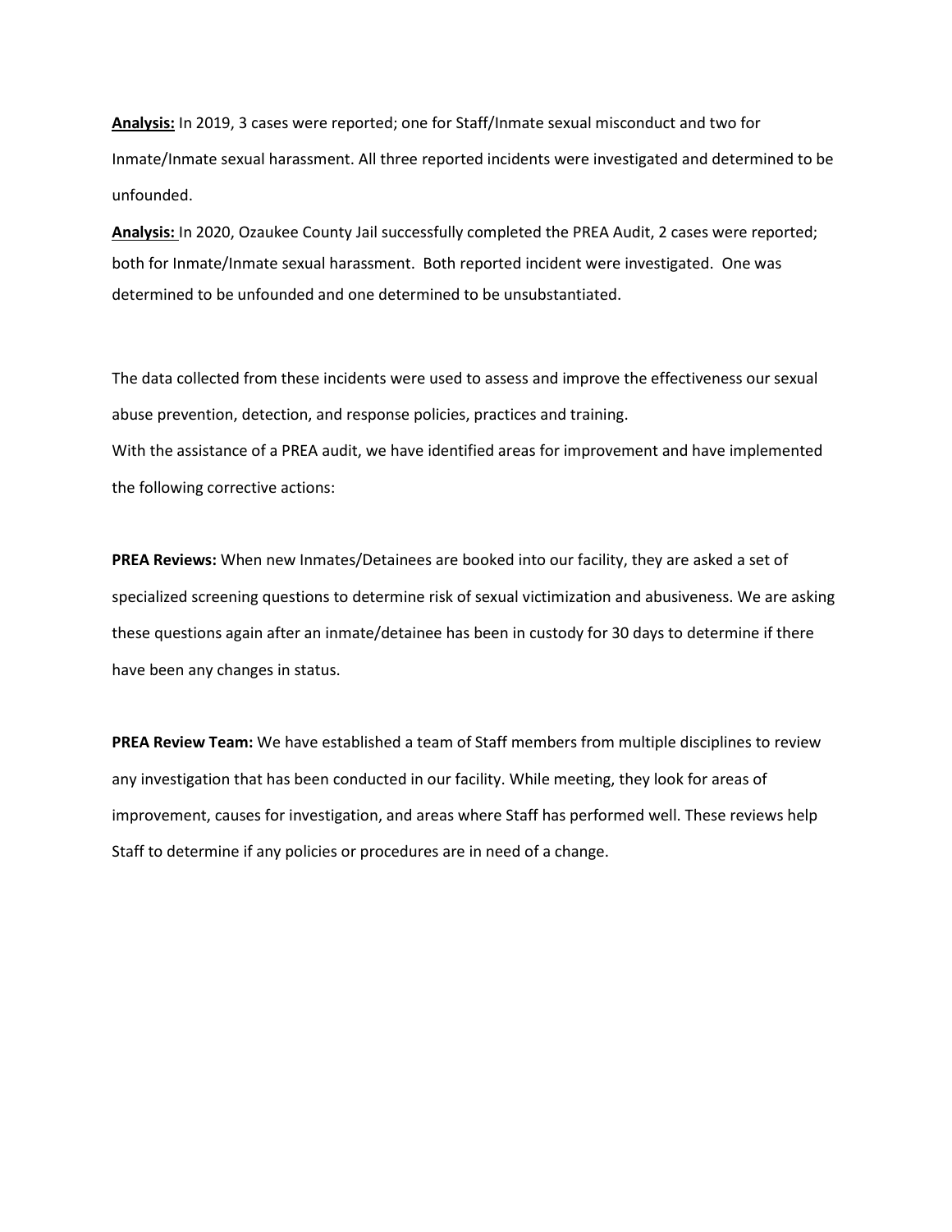**Analysis:** In 2019, 3 cases were reported; one for Staff/Inmate sexual misconduct and two for Inmate/Inmate sexual harassment. All three reported incidents were investigated and determined to be unfounded.

**Analysis:** In 2020, Ozaukee County Jail successfully completed the PREA Audit, 2 cases were reported; both for Inmate/Inmate sexual harassment. Both reported incident were investigated. One was determined to be unfounded and one determined to be unsubstantiated.

The data collected from these incidents were used to assess and improve the effectiveness our sexual abuse prevention, detection, and response policies, practices and training.

With the assistance of a PREA audit, we have identified areas for improvement and have implemented the following corrective actions:

**PREA Reviews:** When new Inmates/Detainees are booked into our facility, they are asked a set of specialized screening questions to determine risk of sexual victimization and abusiveness. We are asking these questions again after an inmate/detainee has been in custody for 30 days to determine if there have been any changes in status.

**PREA Review Team:** We have established a team of Staff members from multiple disciplines to review any investigation that has been conducted in our facility. While meeting, they look for areas of improvement, causes for investigation, and areas where Staff has performed well. These reviews help Staff to determine if any policies or procedures are in need of a change.